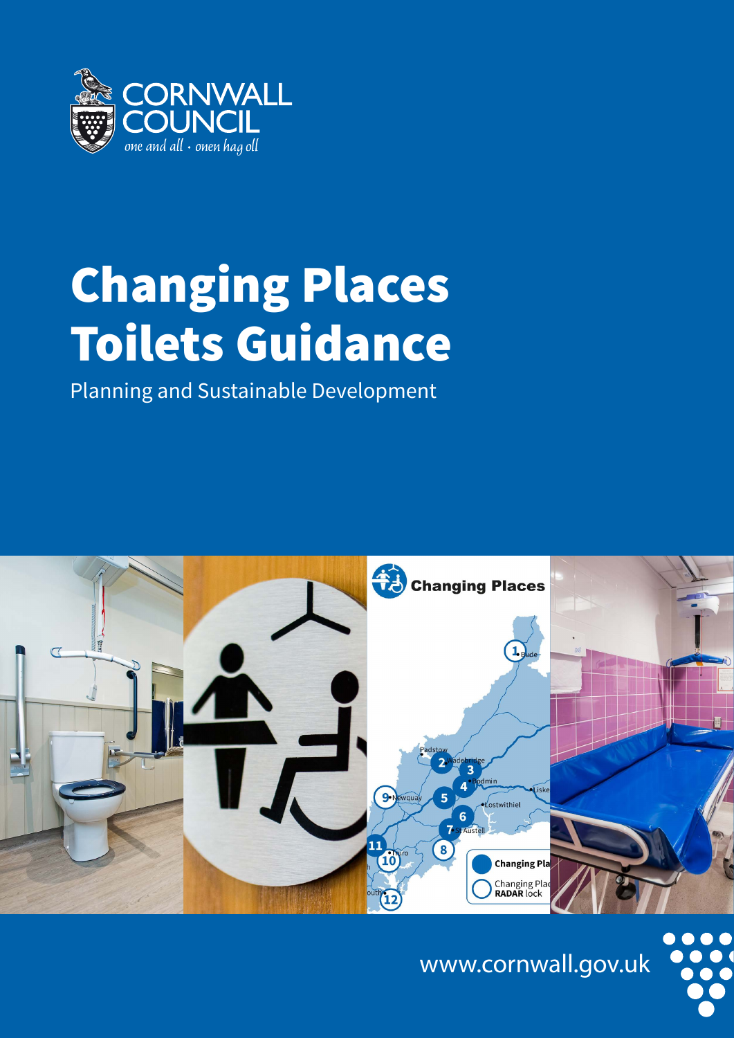CORNWALL COUNCIL

*one and all · onen hag oll*

# Changing Places Toilets Guidance

Planning and Sustainable Development

www.cornwall.gov.uk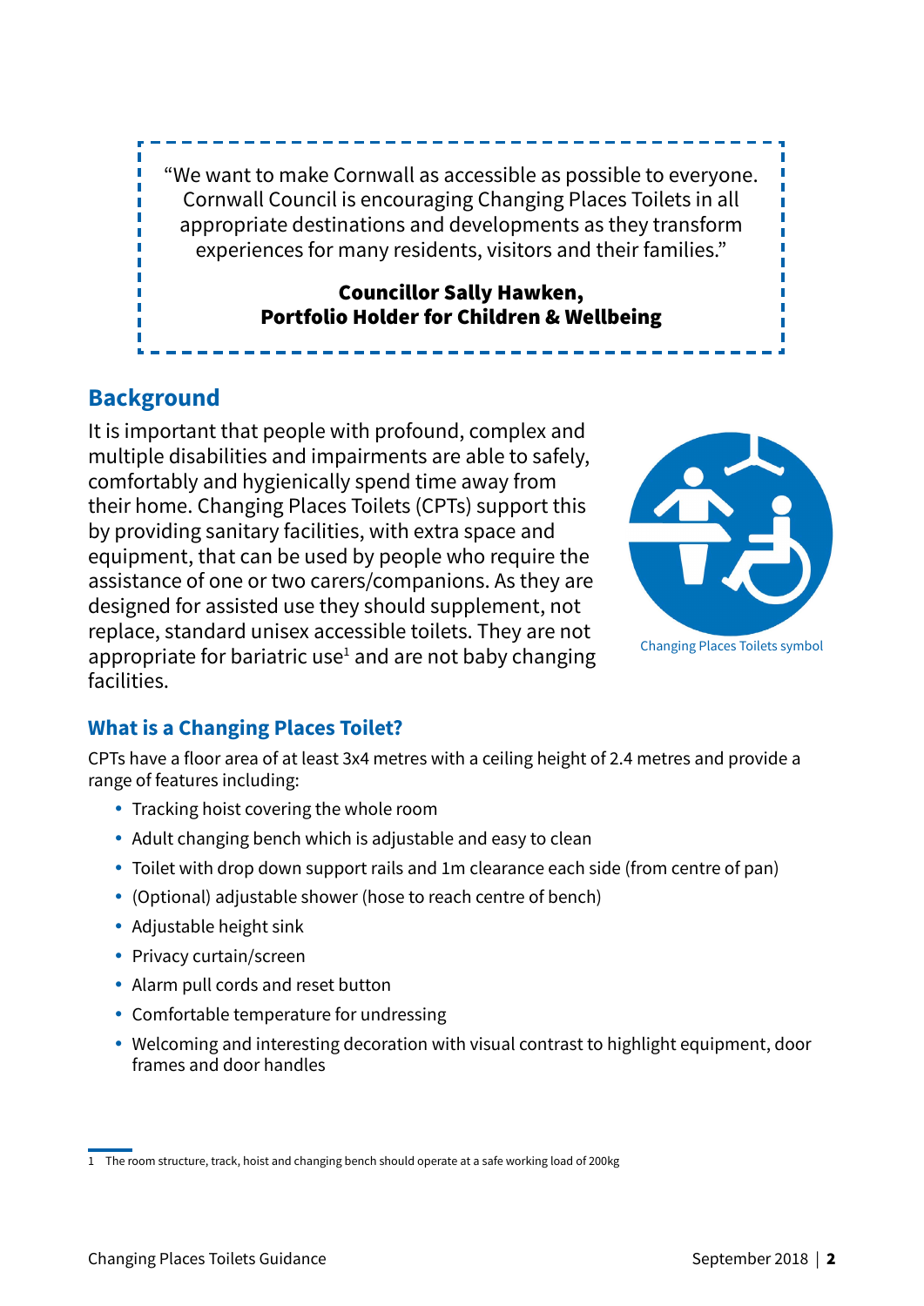"We want to make Cornwall as accessible as possible to everyone. Cornwall Council is encouraging Changing Places Toilets in all appropriate destinations and developments as they transform experiences for many residents, visitors and their families."

**Councillor Sally Hawken, Portfolio Holder for Children & Wellbeing**

## Background

It is important that people with profound, complex and multiple disabilities and impairments are able to safely, comfortably and hygienically spend time away from their home. Changing Places Toilets (CPTs) support this by providing sanitary facilities, with extra space and equipment, that can be used by people who require the assistance of one or two carers/companions. As they are designed for assisted use they should supplement, not replace, standard unisex accessible toilets. They are not appropriate for bariatric use[1] and are not baby changing facilities.

Changing Places Toilets symbol

### What is a Changing Places Toilet?

CPTs have a floor area of at least 3x4 metres with a ceiling height of 2.4 metres and provide a range of features including:

- Tracking hoist covering the whole room
- Adult changing bench which is adjustable and easy to clean
- Toilet with drop down support rails and 1m clearance each side (from centre of pan)
- (Optional) adjustable shower (hose to reach centre of bench)
- Adjustable height sink
- Privacy curtain/screen
- Alarm pull cords and reset button
- Comfortable temperature for undressing
- Welcoming and interesting decoration with visual contrast to highlight equipment, door frames and door handles

1 The room structure, track, hoist and changing bench should operate at a safe working load of 200kg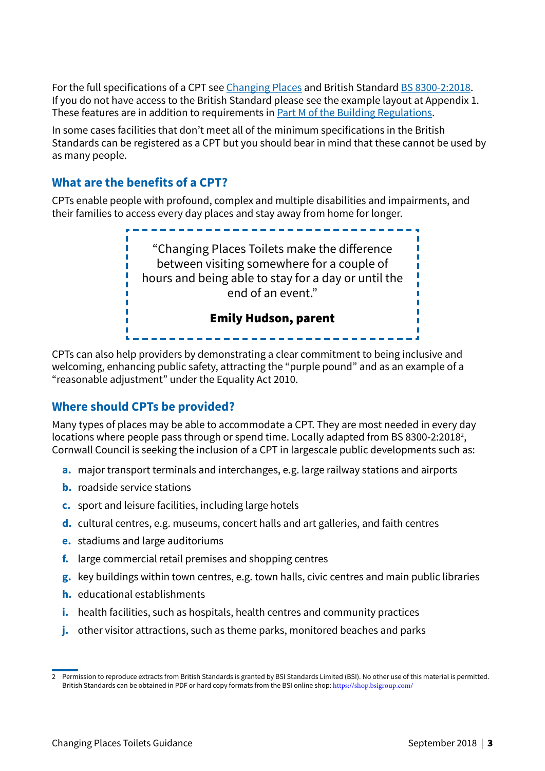For the full specifications of a CPT see Changing Places and British Standard BS 8300-2:2018. If you do not have access to the British Standard please see the example layout at Appendix 1. These features are in addition to requirements in Part M of the Building Regulations.

In some cases facilities that don't meet all of the minimum specifications in the British Standards can be registered as a CPT but you should bear in mind that these cannot be used by as many people.

## What are the benefits of a CPT?

CPTs enable people with profound, complex and multiple disabilities and impairments, and their families to access every day places and stay away from home for longer.

> "Changing Places Toilets make the difference between visiting somewhere for a couple of hours and being able to stay for a day or until the end of an event."
>
> **Emily Hudson, parent**

CPTs can also help providers by demonstrating a clear commitment to being inclusive and welcoming, enhancing public safety, attracting the "purple pound" and as an example of a "reasonable adjustment" under the Equality Act 2010.

## Where should CPTs be provided?

Many types of places may be able to accommodate a CPT. They are most needed in every day locations where people pass through or spend time. Locally adapted from BS 8300-2:2018[2], Cornwall Council is seeking the inclusion of a CPT in largescale public developments such as:

- **a.** major transport terminals and interchanges, e.g. large railway stations and airports
- **b.** roadside service stations
- **c.** sport and leisure facilities, including large hotels
- **d.** cultural centres, e.g. museums, concert halls and art galleries, and faith centres
- **e.** stadiums and large auditoriums
- **f.** large commercial retail premises and shopping centres
- **g.** key buildings within town centres, e.g. town halls, civic centres and main public libraries
- **h.** educational establishments
- **i.** health facilities, such as hospitals, health centres and community practices
- **j.** other visitor attractions, such as theme parks, monitored beaches and parks

2 Permission to reproduce extracts from British Standards is granted by BSI Standards Limited (BSI). No other use of this material is permitted. British Standards can be obtained in PDF or hard copy formats from the BSI online shop: https://shop.bsigroup.com/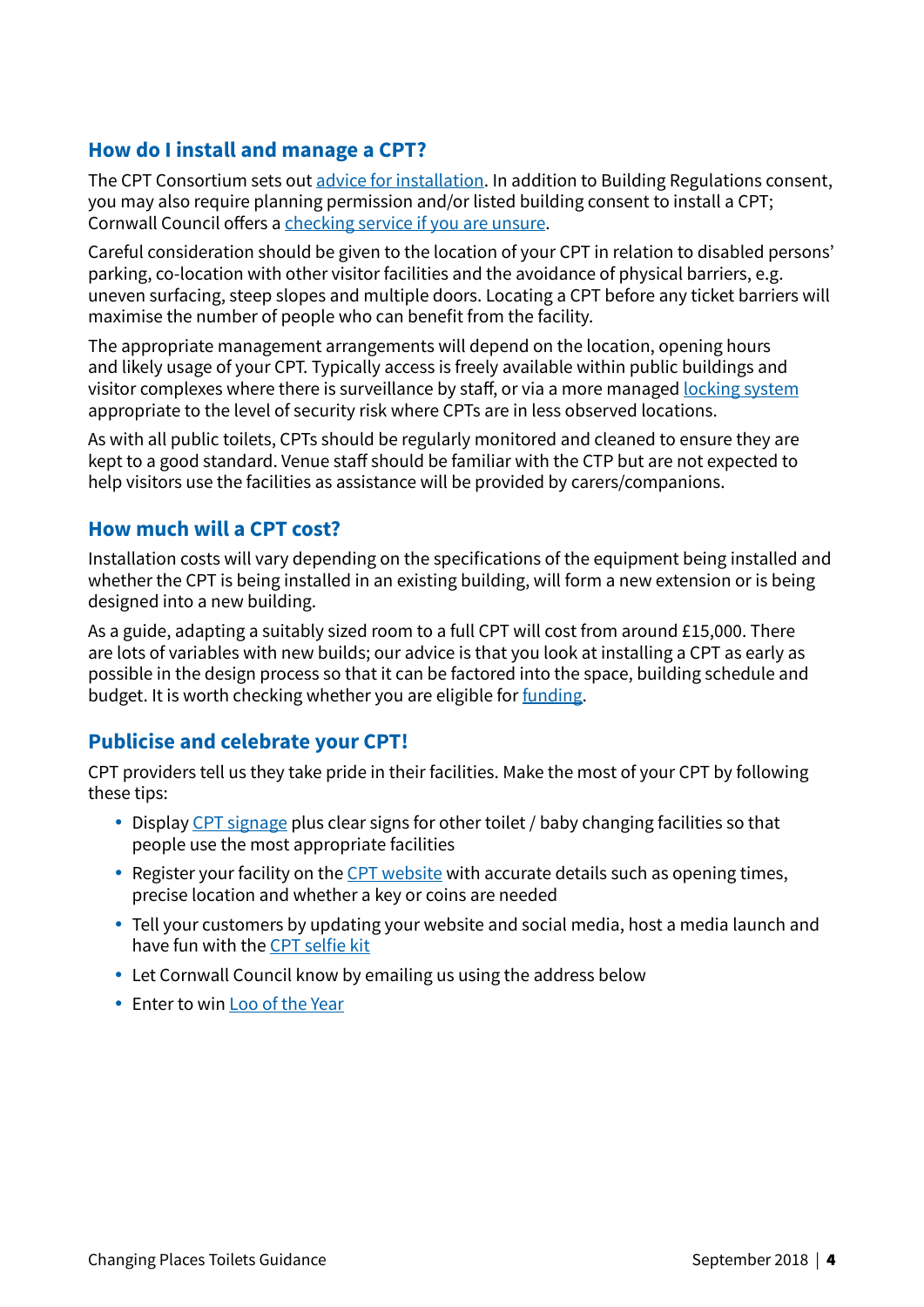## How do I install and manage a CPT?

The CPT Consortium sets out advice for installation. In addition to Building Regulations consent, you may also require planning permission and/or listed building consent to install a CPT; Cornwall Council offers a checking service if you are unsure.

Careful consideration should be given to the location of your CPT in relation to disabled persons' parking, co-location with other visitor facilities and the avoidance of physical barriers, e.g. uneven surfacing, steep slopes and multiple doors. Locating a CPT before any ticket barriers will maximise the number of people who can benefit from the facility.

The appropriate management arrangements will depend on the location, opening hours and likely usage of your CPT. Typically access is freely available within public buildings and visitor complexes where there is surveillance by staff, or via a more managed locking system appropriate to the level of security risk where CPTs are in less observed locations.

As with all public toilets, CPTs should be regularly monitored and cleaned to ensure they are kept to a good standard. Venue staff should be familiar with the CTP but are not expected to help visitors use the facilities as assistance will be provided by carers/companions.

## How much will a CPT cost?

Installation costs will vary depending on the specifications of the equipment being installed and whether the CPT is being installed in an existing building, will form a new extension or is being designed into a new building.

As a guide, adapting a suitably sized room to a full CPT will cost from around £15,000. There are lots of variables with new builds; our advice is that you look at installing a CPT as early as possible in the design process so that it can be factored into the space, building schedule and budget. It is worth checking whether you are eligible for funding.

## Publicise and celebrate your CPT!

CPT providers tell us they take pride in their facilities. Make the most of your CPT by following these tips:

- Display CPT signage plus clear signs for other toilet / baby changing facilities so that people use the most appropriate facilities
- Register your facility on the CPT website with accurate details such as opening times, precise location and whether a key or coins are needed
- Tell your customers by updating your website and social media, host a media launch and have fun with the CPT selfie kit
- Let Cornwall Council know by emailing us using the address below
- Enter to win Loo of the Year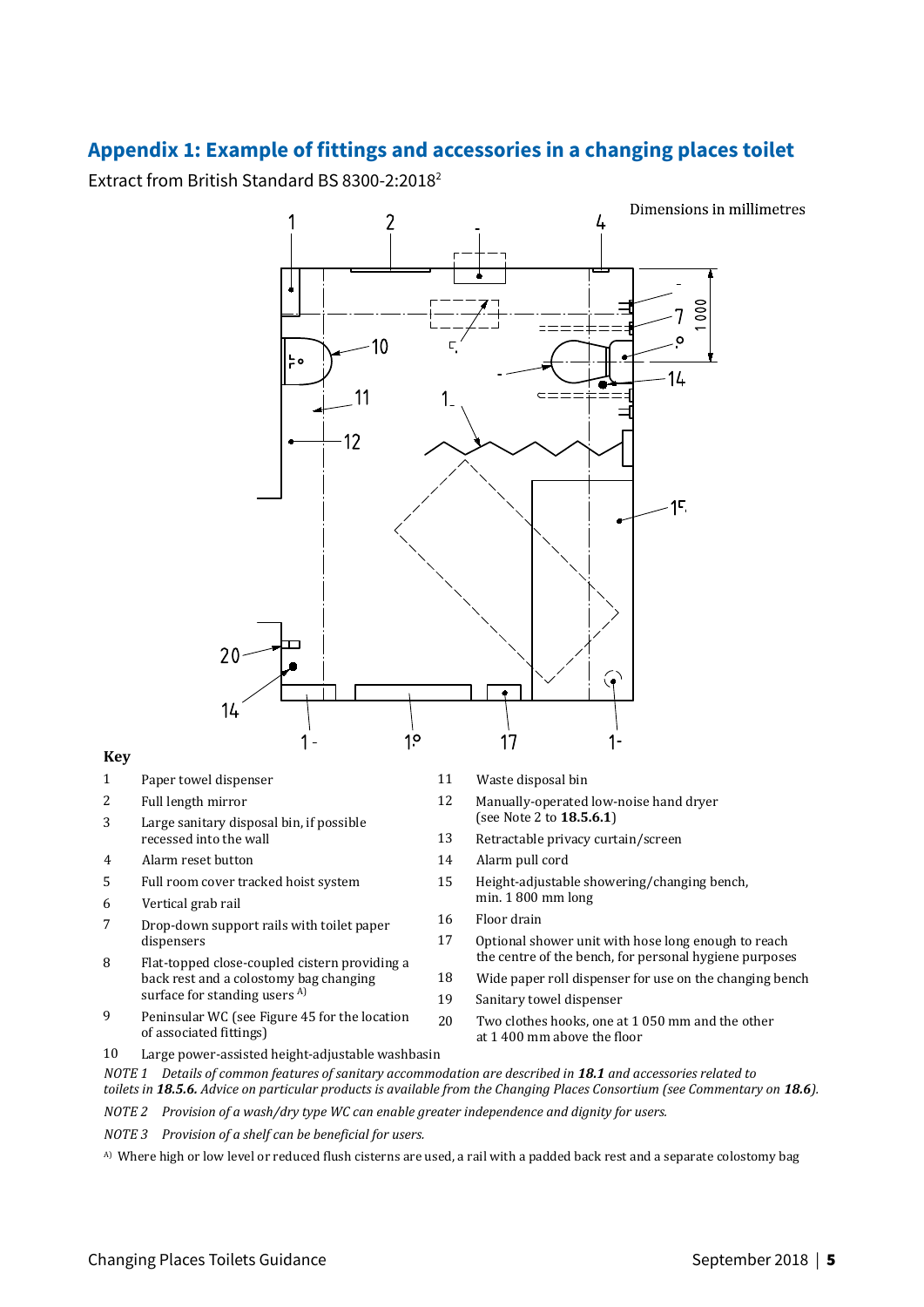## Appendix 1: Example of fittings and accessories in a changing places toilet

Extract from British Standard BS 8300-2:2018[2]

Dimensions in millimetres

**Key**

1. Paper towel dispenser
2. Full length mirror
3. Large sanitary disposal bin, if possible recessed into the wall
4. Alarm reset button
5. Full room cover tracked hoist system
6. Vertical grab rail
7. Drop-down support rails with toilet paper dispensers
8. Flat-topped close-coupled cistern providing a back rest and a colostomy bag changing surface for standing users [A)]
9. Peninsular WC (see Figure 45 for the location of associated fittings)
10. Large power-assisted height-adjustable washbasin
11. Waste disposal bin
12. Manually-operated low-noise hand dryer (see Note 2 to **18.5.6.1**)
13. Retractable privacy curtain/screen
14. Alarm pull cord
15. Height-adjustable showering/changing bench, min. 1 800 mm long
16. Floor drain
17. Optional shower unit with hose long enough to reach the centre of the bench, for personal hygiene purposes
18. Wide paper roll dispenser for use on the changing bench
19. Sanitary towel dispenser
20. Two clothes hooks, one at 1 050 mm and the other at 1 400 mm above the floor

*NOTE 1 Details of common features of sanitary accommodation are described in **18.1** and accessories related to toilets in **18.5.6.** Advice on particular products is available from the Changing Places Consortium (see Commentary on **18.6**).*

*NOTE 2 Provision of a wash/dry type WC can enable greater independence and dignity for users.*

*NOTE 3 Provision of a shelf can be beneficial for users.*

[A)] Where high or low level or reduced flush cisterns are used, a rail with a padded back rest and a separate colostomy bag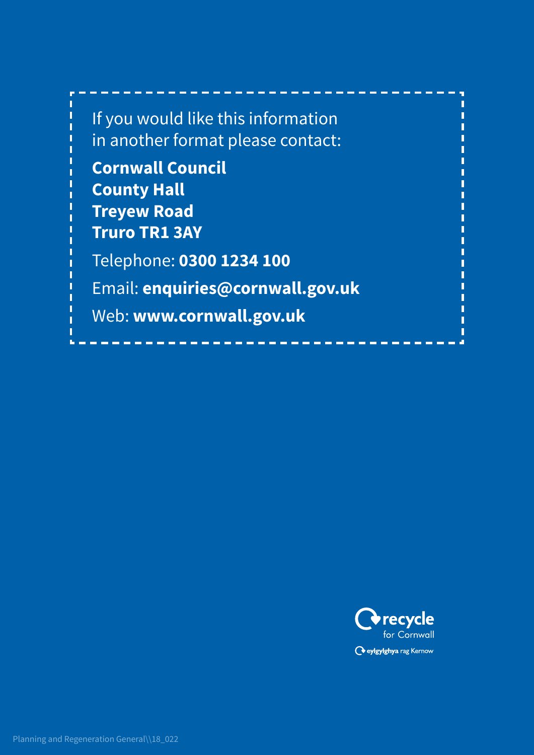If you would like this information in another format please contact:

**Cornwall Council**
**County Hall**
**Treyew Road**
**Truro TR1 3AY**

Telephone: **0300 1234 100**

Email: **enquiries@cornwall.gov.uk**

Web: **www.cornwall.gov.uk**

recycle for Cornwall

eylgylghya rag Kernow

Planning and Regeneration General\\18_022